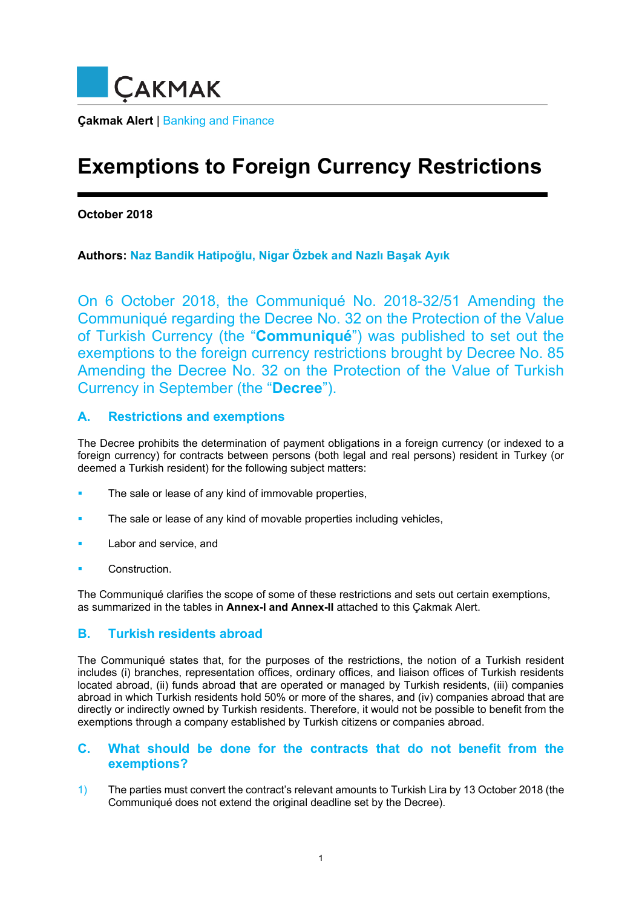ÇAKMAK

**Çakmak Alert** | Banking and Finance

# Exemptions to Foreign Currency Restrictions

**October 2018**

**Authors: Naz Bandik Hatipoğlu, Nigar Özbek and Nazlı Başak Ayık**

On 6 October 2018, the Communiqué No. 2018-32/51 Amending the Communiqué regarding the Decree No. 32 on the Protection of the Value of Turkish Currency (the "**Communiqué**") was published to set out the exemptions to the foreign currency restrictions brought by Decree No. 85 Amending the Decree No. 32 on the Protection of the Value of Turkish Currency in September (the "**Decree**").

## A. Restrictions and exemptions

The Decree prohibits the determination of payment obligations in a foreign currency (or indexed to a foreign currency) for contracts between persons (both legal and real persons) resident in Turkey (or deemed a Turkish resident) for the following subject matters:

- The sale or lease of any kind of immovable properties,
- The sale or lease of any kind of movable properties including vehicles,
- Labor and service, and
- Construction.

The Communiqué clarifies the scope of some of these restrictions and sets out certain exemptions, as summarized in the tables in **Annex-I and Annex-II** attached to this Çakmak Alert.

## B. Turkish residents abroad

The Communiqué states that, for the purposes of the restrictions, the notion of a Turkish resident includes (i) branches, representation offices, ordinary offices, and liaison offices of Turkish residents located abroad, (ii) funds abroad that are operated or managed by Turkish residents, (iii) companies abroad in which Turkish residents hold 50% or more of the shares, and (iv) companies abroad that are directly or indirectly owned by Turkish residents. Therefore, it would not be possible to benefit from the exemptions through a company established by Turkish citizens or companies abroad.

## C. What should be done for the contracts that do not benefit from the exemptions?

1) The parties must convert the contract's relevant amounts to Turkish Lira by 13 October 2018 (the Communiqué does not extend the original deadline set by the Decree).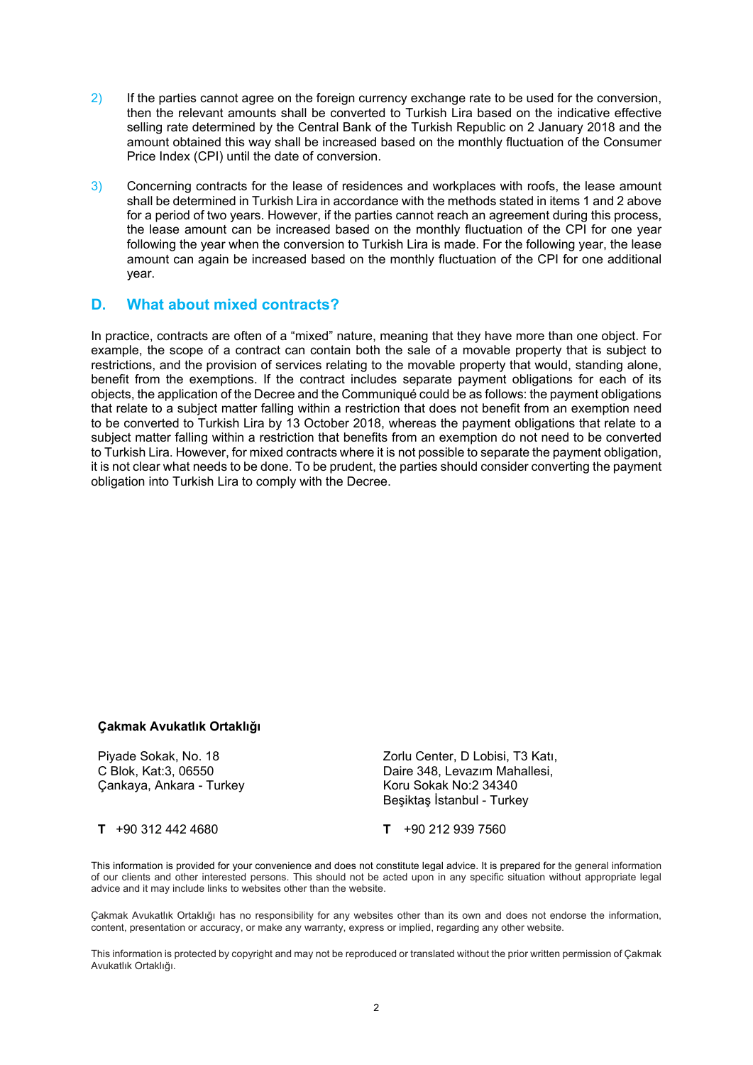2) If the parties cannot agree on the foreign currency exchange rate to be used for the conversion, then the relevant amounts shall be converted to Turkish Lira based on the indicative effective selling rate determined by the Central Bank of the Turkish Republic on 2 January 2018 and the amount obtained this way shall be increased based on the monthly fluctuation of the Consumer Price Index (CPI) until the date of conversion.

3) Concerning contracts for the lease of residences and workplaces with roofs, the lease amount shall be determined in Turkish Lira in accordance with the methods stated in items 1 and 2 above for a period of two years. However, if the parties cannot reach an agreement during this process, the lease amount can be increased based on the monthly fluctuation of the CPI for one year following the year when the conversion to Turkish Lira is made. For the following year, the lease amount can again be increased based on the monthly fluctuation of the CPI for one additional year.

## D. What about mixed contracts?

In practice, contracts are often of a "mixed" nature, meaning that they have more than one object. For example, the scope of a contract can contain both the sale of a movable property that is subject to restrictions, and the provision of services relating to the movable property that would, standing alone, benefit from the exemptions. If the contract includes separate payment obligations for each of its objects, the application of the Decree and the Communiqué could be as follows: the payment obligations that relate to a subject matter falling within a restriction that does not benefit from an exemption need to be converted to Turkish Lira by 13 October 2018, whereas the payment obligations that relate to a subject matter falling within a restriction that benefits from an exemption do not need to be converted to Turkish Lira. However, for mixed contracts where it is not possible to separate the payment obligation, it is not clear what needs to be done. To be prudent, the parties should consider converting the payment obligation into Turkish Lira to comply with the Decree.

**Çakmak Avukatlık Ortaklığı**

Piyade Sokak, No. 18
C Blok, Kat:3, 06550
Çankaya, Ankara - Turkey

**T** +90 312 442 4680

Zorlu Center, D Lobisi, T3 Katı,
Daire 348, Levazım Mahallesi,
Koru Sokak No:2 34340
Beşiktaş İstanbul - Turkey

**T** +90 212 939 7560

This information is provided for your convenience and does not constitute legal advice. It is prepared for the general information of our clients and other interested persons. This should not be acted upon in any specific situation without appropriate legal advice and it may include links to websites other than the website.

Çakmak Avukatlık Ortaklığı has no responsibility for any websites other than its own and does not endorse the information, content, presentation or accuracy, or make any warranty, express or implied, regarding any other website.

This information is protected by copyright and may not be reproduced or translated without the prior written permission of Çakmak Avukatlık Ortaklığı.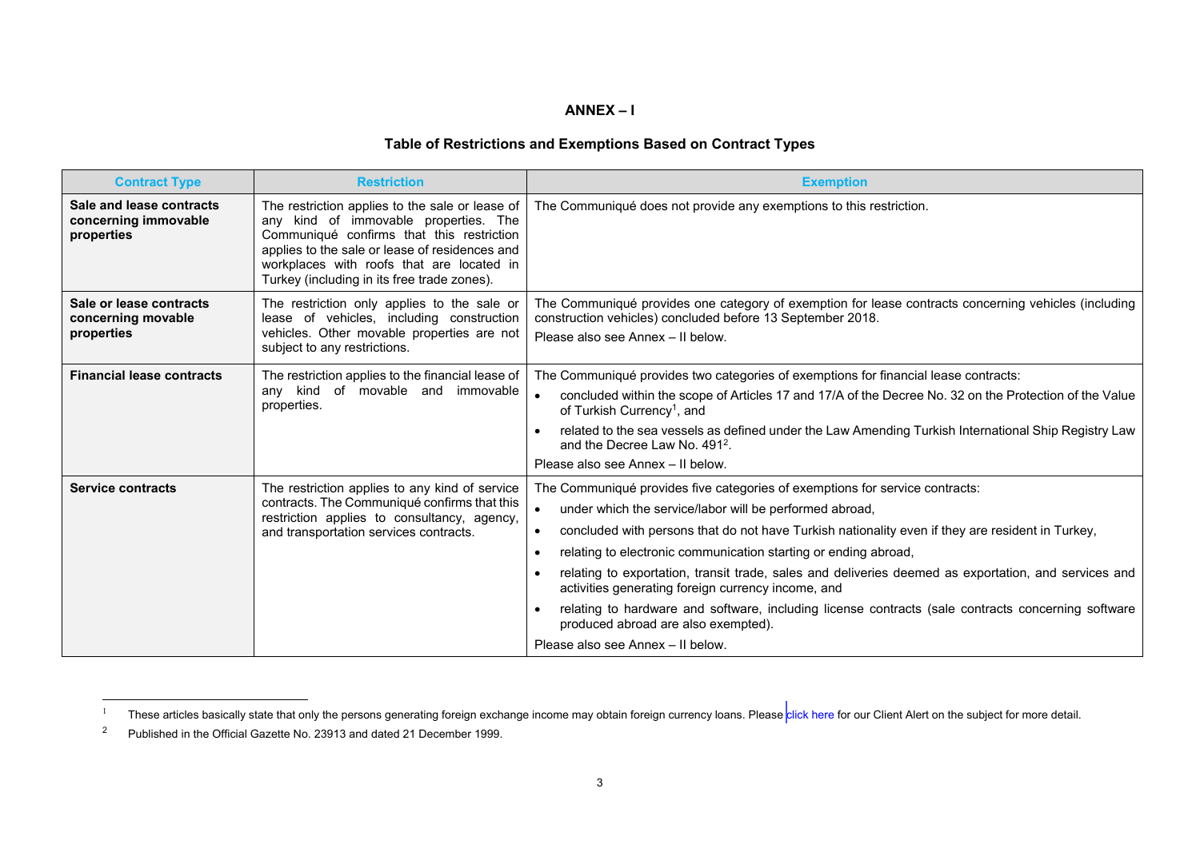# ANNEX – I

## Table of Restrictions and Exemptions Based on Contract Types

| Contract Type | Restriction | Exemption |
|---|---|---|
| **Sale and lease contracts concerning immovable properties** | The restriction applies to the sale or lease of any kind of immovable properties. The Communiqué confirms that this restriction applies to the sale or lease of residences and workplaces with roofs that are located in Turkey (including in its free trade zones). | The Communiqué does not provide any exemptions to this restriction. |
| **Sale or lease contracts concerning movable properties** | The restriction only applies to the sale or lease of vehicles, including construction vehicles. Other movable properties are not subject to any restrictions. | The Communiqué provides one category of exemption for lease contracts concerning vehicles (including construction vehicles) concluded before 13 September 2018.<br>Please also see Annex – II below. |
| **Financial lease contracts** | The restriction applies to the financial lease of any kind of movable and immovable properties. | The Communiqué provides two categories of exemptions for financial lease contracts:<br>• concluded within the scope of Articles 17 and 17/A of the Decree No. 32 on the Protection of the Value of Turkish Currency[1], and<br>• related to the sea vessels as defined under the Law Amending Turkish International Ship Registry Law and the Decree Law No. 491[2].<br>Please also see Annex – II below. |
| **Service contracts** | The restriction applies to any kind of service contracts. The Communiqué confirms that this restriction applies to consultancy, agency, and transportation services contracts. | The Communiqué provides five categories of exemptions for service contracts:<br>• under which the service/labor will be performed abroad,<br>• concluded with persons that do not have Turkish nationality even if they are resident in Turkey,<br>• relating to electronic communication starting or ending abroad,<br>• relating to exportation, transit trade, sales and deliveries deemed as exportation, and services and activities generating foreign currency income, and<br>• relating to hardware and software, including license contracts (sale contracts concerning software produced abroad are also exempted).<br>Please also see Annex – II below. |

[1] These articles basically state that only the persons generating foreign exchange income may obtain foreign currency loans. Please click here for our Client Alert on the subject for more detail.

[2] Published in the Official Gazette No. 23913 and dated 21 December 1999.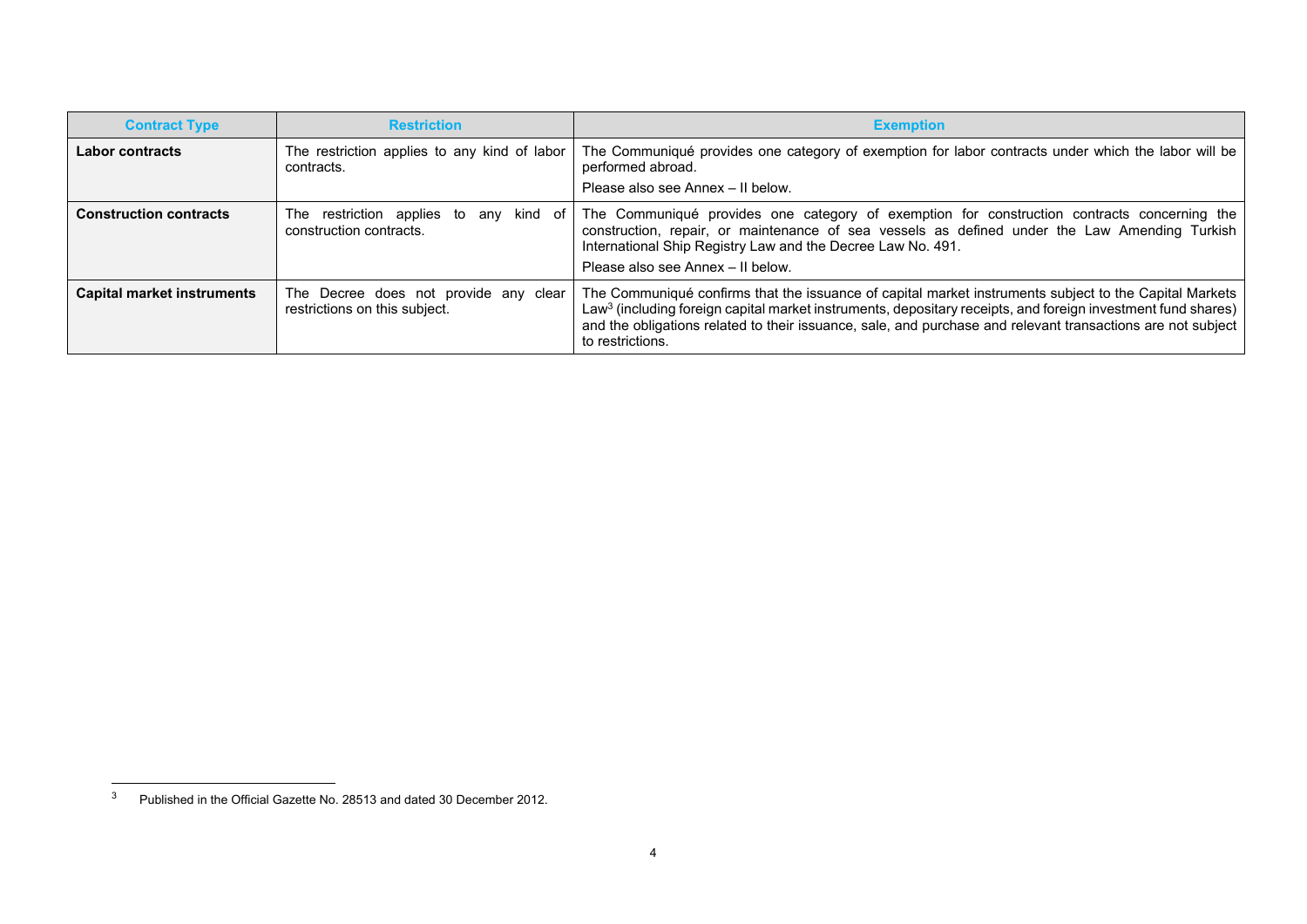| Contract Type | Restriction | Exemption |
|---|---|---|
| **Labor contracts** | The restriction applies to any kind of labor contracts. | The Communiqué provides one category of exemption for labor contracts under which the labor will be performed abroad.<br>Please also see Annex – II below. |
| **Construction contracts** | The restriction applies to any kind of construction contracts. | The Communiqué provides one category of exemption for construction contracts concerning the construction, repair, or maintenance of sea vessels as defined under the Law Amending Turkish International Ship Registry Law and the Decree Law No. 491.<br>Please also see Annex – II below. |
| **Capital market instruments** | The Decree does not provide any clear restrictions on this subject. | The Communiqué confirms that the issuance of capital market instruments subject to the Capital Markets Law[3] (including foreign capital market instruments, depositary receipts, and foreign investment fund shares) and the obligations related to their issuance, sale, and purchase and relevant transactions are not subject to restrictions. |

[3] Published in the Official Gazette No. 28513 and dated 30 December 2012.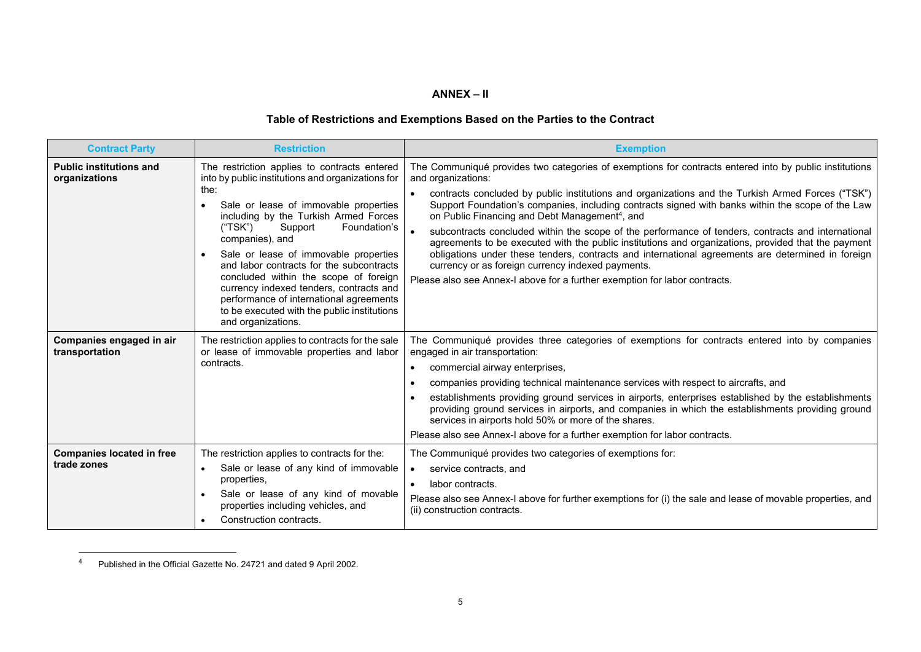## ANNEX – II

### Table of Restrictions and Exemptions Based on the Parties to the Contract

| Contract Party | Restriction | Exemption |
|---|---|---|
| **Public institutions and organizations** | The restriction applies to contracts entered into by public institutions and organizations for the:<br>• Sale or lease of immovable properties including by the Turkish Armed Forces ("TSK") Support Foundation's companies), and<br>• Sale or lease of immovable properties and labor contracts for the subcontracts concluded within the scope of foreign currency indexed tenders, contracts and performance of international agreements to be executed with the public institutions and organizations. | The Communiqué provides two categories of exemptions for contracts entered into by public institutions and organizations:<br>• contracts concluded by public institutions and organizations and the Turkish Armed Forces ("TSK") Support Foundation's companies, including contracts signed with banks within the scope of the Law on Public Financing and Debt Management[4], and<br>• subcontracts concluded within the scope of the performance of tenders, contracts and international agreements to be executed with the public institutions and organizations, provided that the payment obligations under these tenders, contracts and international agreements are determined in foreign currency or as foreign currency indexed payments.<br>Please also see Annex-I above for a further exemption for labor contracts. |
| **Companies engaged in air transportation** | The restriction applies to contracts for the sale or lease of immovable properties and labor contracts. | The Communiqué provides three categories of exemptions for contracts entered into by companies engaged in air transportation:<br>• commercial airway enterprises,<br>• companies providing technical maintenance services with respect to aircrafts, and<br>• establishments providing ground services in airports, enterprises established by the establishments providing ground services in airports, and companies in which the establishments providing ground services in airports hold 50% or more of the shares.<br>Please also see Annex-I above for a further exemption for labor contracts. |
| **Companies located in free trade zones** | The restriction applies to contracts for the:<br>• Sale or lease of any kind of immovable properties,<br>• Sale or lease of any kind of movable properties including vehicles, and<br>• Construction contracts. | The Communiqué provides two categories of exemptions for:<br>• service contracts, and<br>• labor contracts.<br>Please also see Annex-I above for further exemptions for (i) the sale and lease of movable properties, and (ii) construction contracts. |

[4] Published in the Official Gazette No. 24721 and dated 9 April 2002.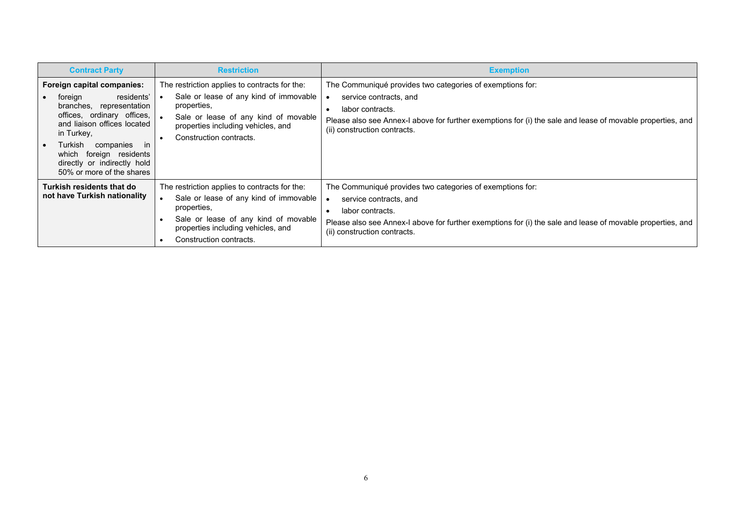| Contract Party | Restriction | Exemption |
|---|---|---|
| **Foreign capital companies:**<br>• foreign residents' branches, representation offices, ordinary offices, and liaison offices located in Turkey,<br>• Turkish companies in which foreign residents directly or indirectly hold 50% or more of the shares | The restriction applies to contracts for the:<br>• Sale or lease of any kind of immovable properties,<br>• Sale or lease of any kind of movable properties including vehicles, and<br>• Construction contracts. | The Communiqué provides two categories of exemptions for:<br>• service contracts, and<br>• labor contracts.<br>Please also see Annex-I above for further exemptions for (i) the sale and lease of movable properties, and (ii) construction contracts. |
| **Turkish residents that do not have Turkish nationality** | The restriction applies to contracts for the:<br>• Sale or lease of any kind of immovable properties,<br>• Sale or lease of any kind of movable properties including vehicles, and<br>• Construction contracts. | The Communiqué provides two categories of exemptions for:<br>• service contracts, and<br>• labor contracts.<br>Please also see Annex-I above for further exemptions for (i) the sale and lease of movable properties, and (ii) construction contracts. |